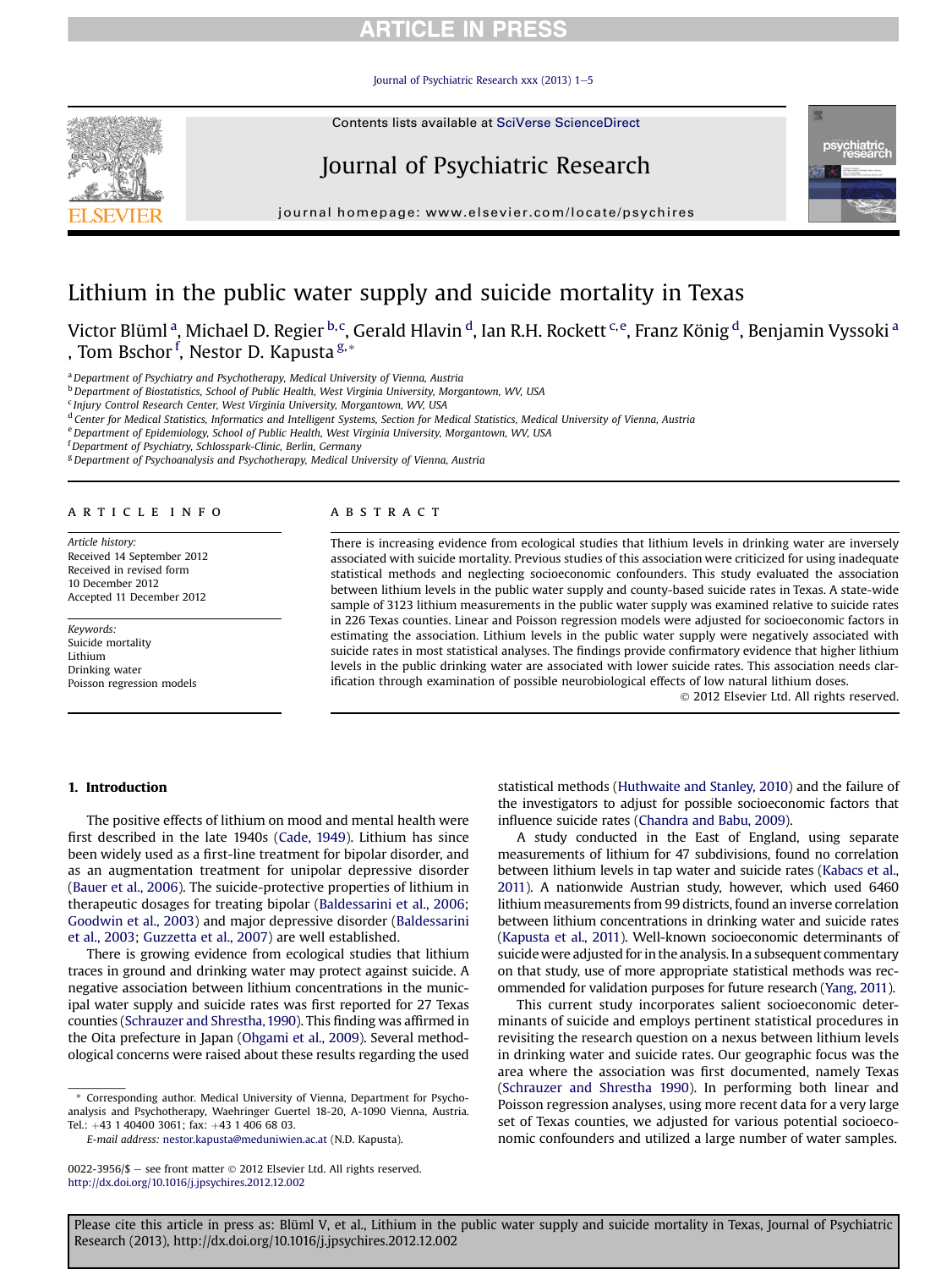# Lithium in the public water supply and suicide mortality in Texas

Victor Blüml[a], Michael D. Regier[b,c], Gerald Hlavin[d], Ian R.H. Rockett[c,e], Franz König[d], Benjamin Vyssoki[a], Tom Bschor[f], Nestor D. Kapusta[g,*]

[a] Department of Psychiatry and Psychotherapy, Medical University of Vienna, Austria
[b] Department of Biostatistics, School of Public Health, West Virginia University, Morgantown, WV, USA
[c] Injury Control Research Center, West Virginia University, Morgantown, WV, USA
[d] Center for Medical Statistics, Informatics and Intelligent Systems, Section for Medical Statistics, Medical University of Vienna, Austria
[e] Department of Epidemiology, School of Public Health, West Virginia University, Morgantown, WV, USA
[f] Department of Psychiatry, Schlosspark-Clinic, Berlin, Germany
[g] Department of Psychoanalysis and Psychotherapy, Medical University of Vienna, Austria

## ARTICLE INFO

*Article history:*
Received 14 September 2012
Received in revised form
10 December 2012
Accepted 11 December 2012

*Keywords:*
Suicide mortality
Lithium
Drinking water
Poisson regression models

## ABSTRACT

There is increasing evidence from ecological studies that lithium levels in drinking water are inversely associated with suicide mortality. Previous studies of this association were criticized for using inadequate statistical methods and neglecting socioeconomic confounders. This study evaluated the association between lithium levels in the public water supply and county-based suicide rates in Texas. A state-wide sample of 3123 lithium measurements in the public water supply was examined relative to suicide rates in 226 Texas counties. Linear and Poisson regression models were adjusted for socioeconomic factors in estimating the association. Lithium levels in the public water supply were negatively associated with suicide rates in most statistical analyses. The findings provide confirmatory evidence that higher lithium levels in the public drinking water are associated with lower suicide rates. This association needs clarification through examination of possible neurobiological effects of low natural lithium doses.

© 2012 Elsevier Ltd. All rights reserved.

## 1. Introduction

The positive effects of lithium on mood and mental health were first described in the late 1940s (Cade, 1949). Lithium has since been widely used as a first-line treatment for bipolar disorder, and as an augmentation treatment for unipolar depressive disorder (Bauer et al., 2006). The suicide-protective properties of lithium in therapeutic dosages for treating bipolar (Baldessarini et al., 2006; Goodwin et al., 2003) and major depressive disorder (Baldessarini et al., 2003; Guzzetta et al., 2007) are well established.

There is growing evidence from ecological studies that lithium traces in ground and drinking water may protect against suicide. A negative association between lithium concentrations in the municipal water supply and suicide rates was first reported for 27 Texas counties (Schrauzer and Shrestha, 1990). This finding was affirmed in the Oita prefecture in Japan (Ohgami et al., 2009). Several methodological concerns were raised about these results regarding the used statistical methods (Huthwaite and Stanley, 2010) and the failure of the investigators to adjust for possible socioeconomic factors that influence suicide rates (Chandra and Babu, 2009).

A study conducted in the East of England, using separate measurements of lithium for 47 subdivisions, found no correlation between lithium levels in tap water and suicide rates (Kabacs et al., 2011). A nationwide Austrian study, however, which used 6460 lithium measurements from 99 districts, found an inverse correlation between lithium concentrations in drinking water and suicide rates (Kapusta et al., 2011). Well-known socioeconomic determinants of suicide were adjusted for in the analysis. In a subsequent commentary on that study, use of more appropriate statistical methods was recommended for validation purposes for future research (Yang, 2011).

This current study incorporates salient socioeconomic determinants of suicide and employs pertinent statistical procedures in revisiting the research question on a nexus between lithium levels in drinking water and suicide rates. Our geographic focus was the area where the association was first documented, namely Texas (Schrauzer and Shrestha 1990). In performing both linear and Poisson regression analyses, using more recent data for a very large set of Texas counties, we adjusted for various potential socioeconomic confounders and utilized a large number of water samples.

\* Corresponding author. Medical University of Vienna, Department for Psychoanalysis and Psychotherapy, Waehringer Guertel 18-20, A-1090 Vienna, Austria. Tel.: +43 1 40400 3061; fax: +43 1 406 68 03.
*E-mail address:* nestor.kapusta@meduniwien.ac.at (N.D. Kapusta).

0022-3956/$ – see front matter © 2012 Elsevier Ltd. All rights reserved.
http://dx.doi.org/10.1016/j.jpsychires.2012.12.002

Please cite this article in press as: Blüml V, et al., Lithium in the public water supply and suicide mortality in Texas, Journal of Psychiatric Research (2013), http://dx.doi.org/10.1016/j.jpsychires.2012.12.002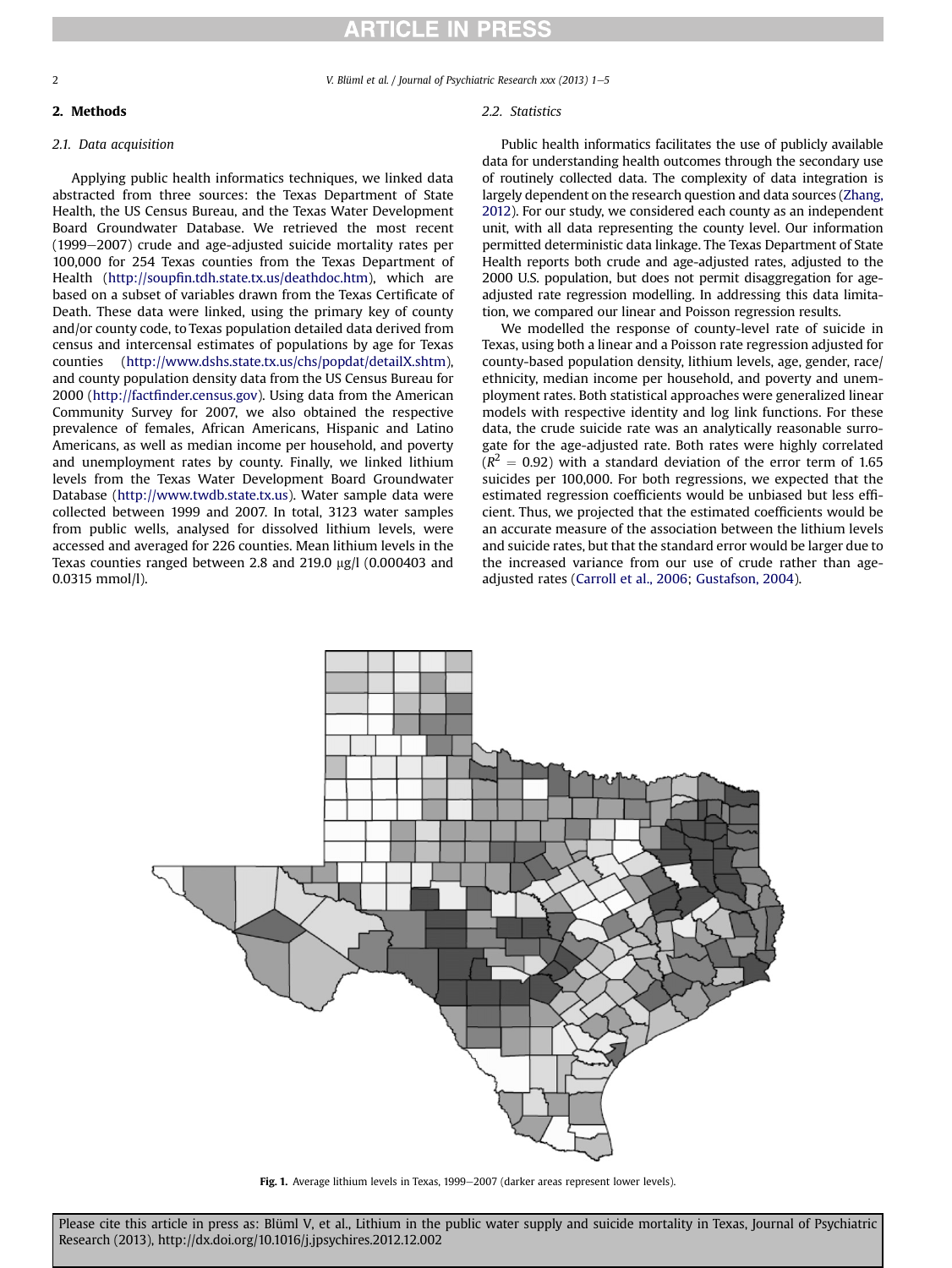## 2. Methods

### 2.1. Data acquisition

Applying public health informatics techniques, we linked data abstracted from three sources: the Texas Department of State Health, the US Census Bureau, and the Texas Water Development Board Groundwater Database. We retrieved the most recent (1999–2007) crude and age-adjusted suicide mortality rates per 100,000 for 254 Texas counties from the Texas Department of Health (http://soupfin.tdh.state.tx.us/deathdoc.htm), which are based on a subset of variables drawn from the Texas Certificate of Death. These data were linked, using the primary key of county and/or county code, to Texas population detailed data derived from census and intercensal estimates of populations by age for Texas counties (http://www.dshs.state.tx.us/chs/popdat/detailX.shtm), and county population density data from the US Census Bureau for 2000 (http://factfinder.census.gov). Using data from the American Community Survey for 2007, we also obtained the respective prevalence of females, African Americans, Hispanic and Latino Americans, as well as median income per household, and poverty and unemployment rates by county. Finally, we linked lithium levels from the Texas Water Development Board Groundwater Database (http://www.twdb.state.tx.us). Water sample data were collected between 1999 and 2007. In total, 3123 water samples from public wells, analysed for dissolved lithium levels, were accessed and averaged for 226 counties. Mean lithium levels in the Texas counties ranged between 2.8 and 219.0 μg/l (0.000403 and 0.0315 mmol/l).

### 2.2. Statistics

Public health informatics facilitates the use of publicly available data for understanding health outcomes through the secondary use of routinely collected data. The complexity of data integration is largely dependent on the research question and data sources (Zhang, 2012). For our study, we considered each county as an independent unit, with all data representing the county level. Our information permitted deterministic data linkage. The Texas Department of State Health reports both crude and age-adjusted rates, adjusted to the 2000 U.S. population, but does not permit disaggregation for age-adjusted rate regression modelling. In addressing this data limitation, we compared our linear and Poisson regression results.

We modelled the response of county-level rate of suicide in Texas, using both a linear and a Poisson rate regression adjusted for county-based population density, lithium levels, age, gender, race/ethnicity, median income per household, and poverty and unemployment rates. Both statistical approaches were generalized linear models with respective identity and log link functions. For these data, the crude suicide rate was an analytically reasonable surrogate for the age-adjusted rate. Both rates were highly correlated ($R^2 = 0.92$) with a standard deviation of the error term of 1.65 suicides per 100,000. For both regressions, we expected that the estimated regression coefficients would be unbiased but less efficient. Thus, we projected that the estimated coefficients would be an accurate measure of the association between the lithium levels and suicide rates, but that the standard error would be larger due to the increased variance from our use of crude rather than age-adjusted rates (Carroll et al., 2006; Gustafson, 2004).

**Fig. 1.** Average lithium levels in Texas, 1999–2007 (darker areas represent lower levels).

Please cite this article in press as: Blüml V, et al., Lithium in the public water supply and suicide mortality in Texas, Journal of Psychiatric Research (2013), http://dx.doi.org/10.1016/j.jpsychires.2012.12.002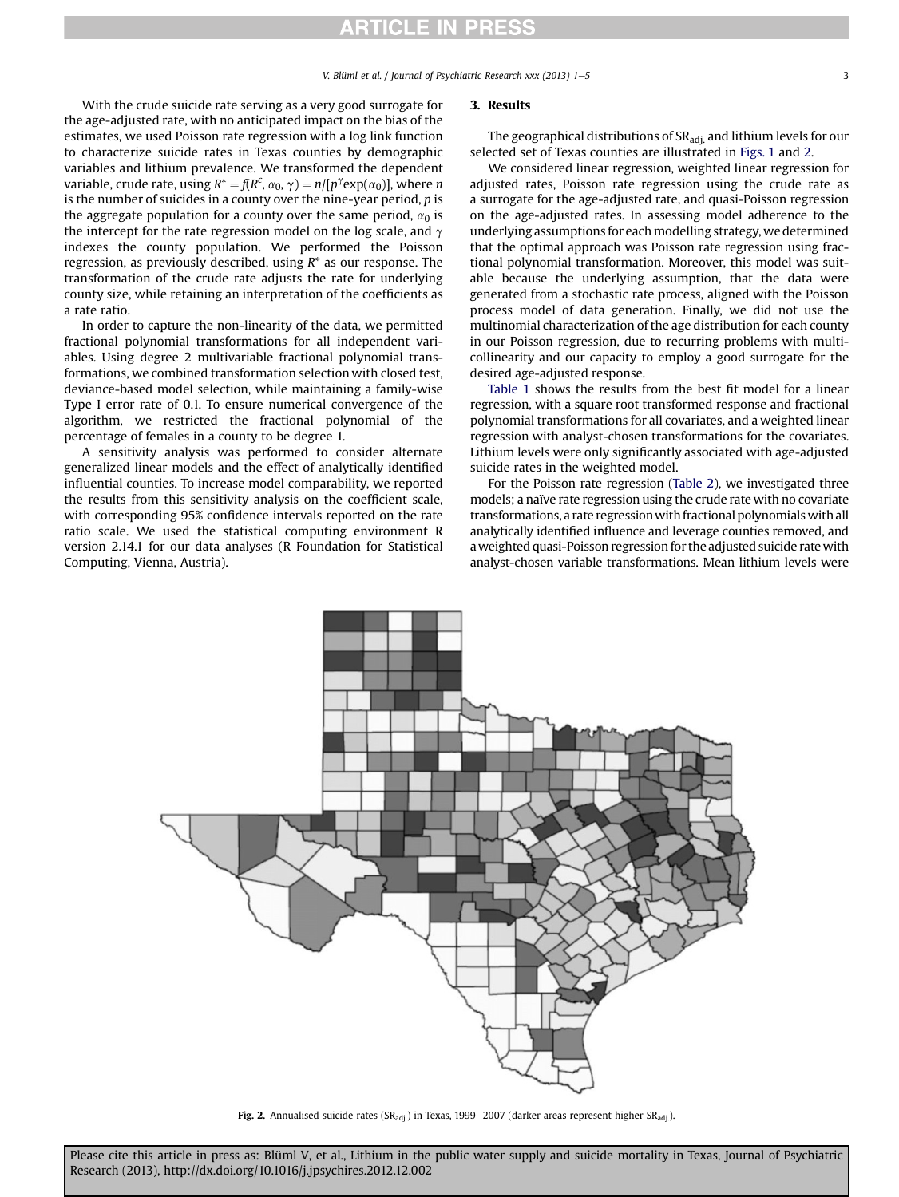With the crude suicide rate serving as a very good surrogate for the age-adjusted rate, with no anticipated impact on the bias of the estimates, we used Poisson rate regression with a log link function to characterize suicide rates in Texas counties by demographic variables and lithium prevalence. We transformed the dependent variable, crude rate, using $R^* = f(R^c, \alpha_0, \gamma) = n/[p^{\gamma}\exp(\alpha_0)]$, where $n$ is the number of suicides in a county over the nine-year period, $p$ is the aggregate population for a county over the same period, $\alpha_0$ is the intercept for the rate regression model on the log scale, and $\gamma$ indexes the county population. We performed the Poisson regression, as previously described, using $R^*$ as our response. The transformation of the crude rate adjusts the rate for underlying county size, while retaining an interpretation of the coefficients as a rate ratio.

In order to capture the non-linearity of the data, we permitted fractional polynomial transformations for all independent variables. Using degree 2 multivariable fractional polynomial transformations, we combined transformation selection with closed test, deviance-based model selection, while maintaining a family-wise Type I error rate of 0.1. To ensure numerical convergence of the algorithm, we restricted the fractional polynomial of the percentage of females in a county to be degree 1.

A sensitivity analysis was performed to consider alternate generalized linear models and the effect of analytically identified influential counties. To increase model comparability, we reported the results from this sensitivity analysis on the coefficient scale, with corresponding 95% confidence intervals reported on the rate ratio scale. We used the statistical computing environment R version 2.14.1 for our data analyses (R Foundation for Statistical Computing, Vienna, Austria).

## 3. Results

The geographical distributions of $SR_{adj.}$ and lithium levels for our selected set of Texas counties are illustrated in Figs. 1 and 2.

We considered linear regression, weighted linear regression for adjusted rates, Poisson rate regression using the crude rate as a surrogate for the age-adjusted rate, and quasi-Poisson regression on the age-adjusted rates. In assessing model adherence to the underlying assumptions for each modelling strategy, we determined that the optimal approach was Poisson rate regression using fractional polynomial transformation. Moreover, this model was suitable because the underlying assumption, that the data were generated from a stochastic rate process, aligned with the Poisson process model of data generation. Finally, we did not use the multinomial characterization of the age distribution for each county in our Poisson regression, due to recurring problems with multicollinearity and our capacity to employ a good surrogate for the desired age-adjusted response.

Table 1 shows the results from the best fit model for a linear regression, with a square root transformed response and fractional polynomial transformations for all covariates, and a weighted linear regression with analyst-chosen transformations for the covariates. Lithium levels were only significantly associated with age-adjusted suicide rates in the weighted model.

For the Poisson rate regression (Table 2), we investigated three models; a naïve rate regression using the crude rate with no covariate transformations, a rate regression with fractional polynomials with all analytically identified influence and leverage counties removed, and a weighted quasi-Poisson regression for the adjusted suicide rate with analyst-chosen variable transformations. Mean lithium levels were

**Fig. 2.** Annualised suicide rates ($SR_{adj.}$) in Texas, 1999–2007 (darker areas represent higher $SR_{adj.}$).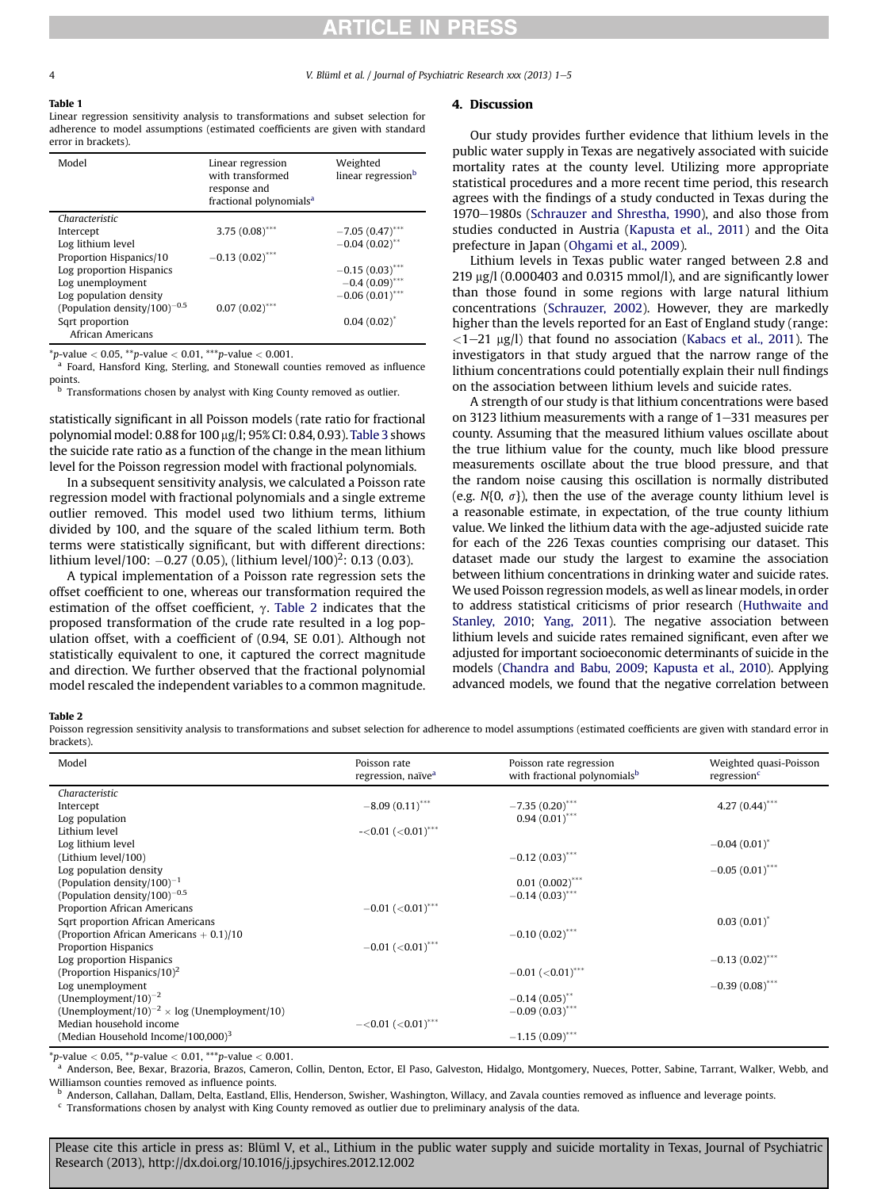**Table 1**
Linear regression sensitivity analysis to transformations and subset selection for adherence to model assumptions (estimated coefficients are given with standard error in brackets).

| Model | Linear regression with transformed response and fractional polynomials[a] | Weighted linear regression[b] |
|---|---|---|
| *Characteristic* | | |
| Intercept | 3.75 (0.08)*** | −7.05 (0.47)*** |
| Log lithium level | | −0.04 (0.02)** |
| Proportion Hispanics/10 | −0.13 (0.02)*** | |
| Log proportion Hispanics | | −0.15 (0.03)*** |
| Log unemployment | | −0.4 (0.09)*** |
| Log population density | | −0.06 (0.01)*** |
| (Population density/100)$^{-0.5}$ | 0.07 (0.02)*** | |
| Sqrt proportion African Americans | | 0.04 (0.02)* |

*p-value < 0.05, **p-value < 0.01, ***p-value < 0.001.
[a] Foard, Hansford King, Sterling, and Stonewall counties removed as influence points.
[b] Transformations chosen by analyst with King County removed as outlier.

statistically significant in all Poisson models (rate ratio for fractional polynomial model: 0.88 for 100 µg/l; 95% CI: 0.84, 0.93). Table 3 shows the suicide rate ratio as a function of the change in the mean lithium level for the Poisson regression model with fractional polynomials.

In a subsequent sensitivity analysis, we calculated a Poisson rate regression model with fractional polynomials and a single extreme outlier removed. This model used two lithium terms, lithium divided by 100, and the square of the scaled lithium term. Both terms were statistically significant, but with different directions: lithium level/100: −0.27 (0.05), (lithium level/100)$^2$: 0.13 (0.03).

A typical implementation of a Poisson rate regression sets the offset coefficient to one, whereas our transformation required the estimation of the offset coefficient, $\gamma$. Table 2 indicates that the proposed transformation of the crude rate resulted in a log population offset, with a coefficient of (0.94, SE 0.01). Although not statistically equivalent to one, it captured the correct magnitude and direction. We further observed that the fractional polynomial model rescaled the independent variables to a common magnitude.

## 4. Discussion

Our study provides further evidence that lithium levels in the public water supply in Texas are negatively associated with suicide mortality rates at the county level. Utilizing more appropriate statistical procedures and a more recent time period, this research agrees with the findings of a study conducted in Texas during the 1970–1980s (Schrauzer and Shrestha, 1990), and also those from studies conducted in Austria (Kapusta et al., 2011) and the Oita prefecture in Japan (Ohgami et al., 2009).

Lithium levels in Texas public water ranged between 2.8 and 219 µg/l (0.000403 and 0.0315 mmol/l), and are significantly lower than those found in some regions with large natural lithium concentrations (Schrauzer, 2002). However, they are markedly higher than the levels reported for an East of England study (range: <1–21 µg/l) that found no association (Kabacs et al., 2011). The investigators in that study argued that the narrow range of the lithium concentrations could potentially explain their null findings on the association between lithium levels and suicide rates.

A strength of our study is that lithium concentrations were based on 3123 lithium measurements with a range of 1–331 measures per county. Assuming that the measured lithium values oscillate about the true lithium value for the county, much like blood pressure measurements oscillate about the true blood pressure, and that the random noise causing this oscillation is normally distributed (e.g. $N\{0, \sigma\}$), then the use of the average county lithium level is a reasonable estimate, in expectation, of the true county lithium value. We linked the lithium data with the age-adjusted suicide rate for each of the 226 Texas counties comprising our dataset. This dataset made our study the largest to examine the association between lithium concentrations in drinking water and suicide rates. We used Poisson regression models, as well as linear models, in order to address statistical criticisms of prior research (Huthwaite and Stanley, 2010; Yang, 2011). The negative association between lithium levels and suicide rates remained significant, even after we adjusted for important socioeconomic determinants of suicide in the models (Chandra and Babu, 2009; Kapusta et al., 2010). Applying advanced models, we found that the negative correlation between

**Table 2**
Poisson regression sensitivity analysis to transformations and subset selection for adherence to model assumptions (estimated coefficients are given with standard error in brackets).

| Model | Poisson rate regression, naïve[a] | Poisson rate regression with fractional polynomials[b] | Weighted quasi-Poisson regression[c] |
|---|---|---|---|
| *Characteristic* | | | |
| Intercept | −8.09 (0.11)*** | −7.35 (0.20)*** | 4.27 (0.44)*** |
| Log population | | 0.94 (0.01)*** | |
| Lithium level | −<0.01 (<0.01)*** | | |
| Log lithium level | | | −0.04 (0.01)* |
| (Lithium level/100) | | −0.12 (0.03)*** | |
| Log population density | | | −0.05 (0.01)*** |
| (Population density/100)$^{-1}$ | | 0.01 (0.002)*** | |
| (Population density/100)$^{-0.5}$ | | −0.14 (0.03)*** | |
| Proportion African Americans | −0.01 (<0.01)*** | | |
| Sqrt proportion African Americans | | | 0.03 (0.01)* |
| (Proportion African Americans + 0.1)/10 | | −0.10 (0.02)*** | |
| Proportion Hispanics | −0.01 (<0.01)*** | | |
| Log proportion Hispanics | | | −0.13 (0.02)*** |
| (Proportion Hispanics/10)$^2$ | | −0.01 (<0.01)*** | |
| Log unemployment | | | −0.39 (0.08)*** |
| (Unemployment/10)$^{-2}$ | | −0.14 (0.05)** | |
| (Unemployment/10)$^{-2}$ × log (Unemployment/10) | | −0.09 (0.03)*** | |
| Median household income | −<0.01 (<0.01)*** | | |
| (Median Household Income/100,000)$^3$ | | −1.15 (0.09)*** | |

*p-value < 0.05, **p-value < 0.01, ***p-value < 0.001.
[a] Anderson, Bee, Bexar, Brazoria, Brazos, Cameron, Collin, Denton, Ector, El Paso, Galveston, Hidalgo, Montgomery, Nueces, Potter, Sabine, Tarrant, Walker, Webb, and Williamson counties removed as influence points.
[b] Anderson, Callahan, Dallam, Delta, Eastland, Ellis, Henderson, Swisher, Washington, Willacy, and Zavala counties removed as influence and leverage points.
[c] Transformations chosen by analyst with King County removed as outlier due to preliminary analysis of the data.

Please cite this article in press as: Blüml V, et al., Lithium in the public water supply and suicide mortality in Texas, Journal of Psychiatric Research (2013), http://dx.doi.org/10.1016/j.jpsychires.2012.12.002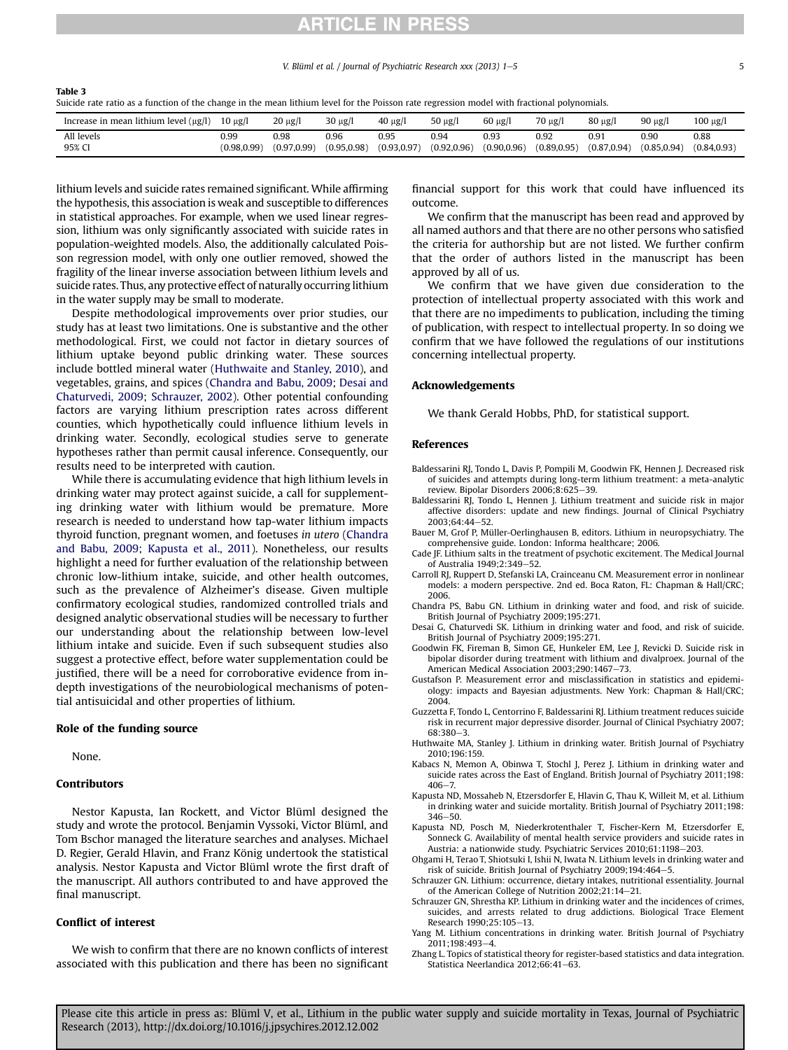**Table 3**
Suicide rate ratio as a function of the change in the mean lithium level for the Poisson rate regression model with fractional polynomials.

| Increase in mean lithium level (μg/l) | 10 μg/l | 20 μg/l | 30 μg/l | 40 μg/l | 50 μg/l | 60 μg/l | 70 μg/l | 80 μg/l | 90 μg/l | 100 μg/l |
|---|---|---|---|---|---|---|---|---|---|---|
| All levels | 0.99 | 0.98 | 0.96 | 0.95 | 0.94 | 0.93 | 0.92 | 0.91 | 0.90 | 0.88 |
| 95% CI | (0.98,0.99) | (0.97,0.99) | (0.95,0.98) | (0.93,0.97) | (0.92,0.96) | (0.90,0.96) | (0.89,0.95) | (0.87,0.94) | (0.85,0.94) | (0.84,0.93) |

lithium levels and suicide rates remained significant. While affirming the hypothesis, this association is weak and susceptible to differences in statistical approaches. For example, when we used linear regression, lithium was only significantly associated with suicide rates in population-weighted models. Also, the additionally calculated Poisson regression model, with only one outlier removed, showed the fragility of the linear inverse association between lithium levels and suicide rates. Thus, any protective effect of naturally occurring lithium in the water supply may be small to moderate.

Despite methodological improvements over prior studies, our study has at least two limitations. One is substantive and the other methodological. First, we could not factor in dietary sources of lithium uptake beyond public drinking water. These sources include bottled mineral water (Huthwaite and Stanley, 2010), and vegetables, grains, and spices (Chandra and Babu, 2009; Desai and Chaturvedi, 2009; Schrauzer, 2002). Other potential confounding factors are varying lithium prescription rates across different counties, which hypothetically could influence lithium levels in drinking water. Secondly, ecological studies serve to generate hypotheses rather than permit causal inference. Consequently, our results need to be interpreted with caution.

While there is accumulating evidence that high lithium levels in drinking water may protect against suicide, a call for supplementing drinking water with lithium would be premature. More research is needed to understand how tap-water lithium impacts thyroid function, pregnant women, and foetuses *in utero* (Chandra and Babu, 2009; Kapusta et al., 2011). Nonetheless, our results highlight a need for further evaluation of the relationship between chronic low-lithium intake, suicide, and other health outcomes, such as the prevalence of Alzheimer's disease. Given multiple confirmatory ecological studies, randomized controlled trials and designed analytic observational studies will be necessary to further our understanding about the relationship between low-level lithium intake and suicide. Even if such subsequent studies also suggest a protective effect, before water supplementation could be justified, there will be a need for corroborative evidence from in-depth investigations of the neurobiological mechanisms of potential antisuicidal and other properties of lithium.

## Role of the funding source

None.

## Contributors

Nestor Kapusta, Ian Rockett, and Victor Blüml designed the study and wrote the protocol. Benjamin Vyssoki, Victor Blüml, and Tom Bschor managed the literature searches and analyses. Michael D. Regier, Gerald Hlavin, and Franz König undertook the statistical analysis. Nestor Kapusta and Victor Blüml wrote the first draft of the manuscript. All authors contributed to and have approved the final manuscript.

## Conflict of interest

We wish to confirm that there are no known conflicts of interest associated with this publication and there has been no significant financial support for this work that could have influenced its outcome.

We confirm that the manuscript has been read and approved by all named authors and that there are no other persons who satisfied the criteria for authorship but are not listed. We further confirm that the order of authors listed in the manuscript has been approved by all of us.

We confirm that we have given due consideration to the protection of intellectual property associated with this work and that there are no impediments to publication, including the timing of publication, with respect to intellectual property. In so doing we confirm that we have followed the regulations of our institutions concerning intellectual property.

## Acknowledgements

We thank Gerald Hobbs, PhD, for statistical support.

## References

Baldessarini RJ, Tondo L, Davis P, Pompili M, Goodwin FK, Hennen J. Decreased risk of suicides and attempts during long-term lithium treatment: a meta-analytic review. Bipolar Disorders 2006;8:625–39.

Baldessarini RJ, Tondo L, Hennen J. Lithium treatment and suicide risk in major affective disorders: update and new findings. Journal of Clinical Psychiatry 2003;64:44–52.

Bauer M, Grof P, Müller-Oerlinghausen B, editors. Lithium in neuropsychiatry. The comprehensive guide. London: Informa healthcare; 2006.

Cade JF. Lithium salts in the treatment of psychotic excitement. The Medical Journal of Australia 1949;2:349–52.

Carroll RJ, Ruppert D, Stefanski LA, Crainceanu CM. Measurement error in nonlinear models: a modern perspective. 2nd ed. Boca Raton, FL: Chapman & Hall/CRC; 2006.

Chandra PS, Babu GN. Lithium in drinking water and food, and risk of suicide. British Journal of Psychiatry 2009;195:271.

Desai G, Chaturvedi SK. Lithium in drinking water and food, and risk of suicide. British Journal of Psychiatry 2009;195:271.

Goodwin FK, Fireman B, Simon GE, Hunkeler EM, Lee J, Revicki D. Suicide risk in bipolar disorder during treatment with lithium and divalproex. Journal of the American Medical Association 2003;290:1467–73.

Gustafson P. Measurement error and misclassification in statistics and epidemiology: impacts and Bayesian adjustments. New York: Chapman & Hall/CRC; 2004.

Guzzetta F, Tondo L, Centorrino F, Baldessarini RJ. Lithium treatment reduces suicide risk in recurrent major depressive disorder. Journal of Clinical Psychiatry 2007; 68:380–3.

Huthwaite MA, Stanley J. Lithium in drinking water. British Journal of Psychiatry 2010;196:159.

Kabacs N, Memon A, Obinwa T, Stochl J, Perez J. Lithium in drinking water and suicide rates across the East of England. British Journal of Psychiatry 2011;198: 406–7.

Kapusta ND, Mossaheb N, Etzersdorfer E, Hlavin G, Thau K, Willeit M, et al. Lithium in drinking water and suicide mortality. British Journal of Psychiatry 2011;198: 346–50.

Kapusta ND, Posch M, Niederkrotenthaler T, Fischer-Kern M, Etzersdorfer E, Sonneck G. Availability of mental health service providers and suicide rates in Austria: a nationwide study. Psychiatric Services 2010;61:1198–203.

Ohgami H, Terao T, Shiotsuki I, Ishii N, Iwata N. Lithium levels in drinking water and risk of suicide. British Journal of Psychiatry 2009;194:464–5.

Schrauzer GN. Lithium: occurrence, dietary intakes, nutritional essentiality. Journal of the American College of Nutrition 2002;21:14–21.

Schrauzer GN, Shrestha KP. Lithium in drinking water and the incidences of crimes, suicides, and arrests related to drug addictions. Biological Trace Element Research 1990;25:105–13.

Yang M. Lithium concentrations in drinking water. British Journal of Psychiatry 2011;198:493–4.

Zhang L. Topics of statistical theory for register-based statistics and data integration. Statistica Neerlandica 2012;66:41–63.